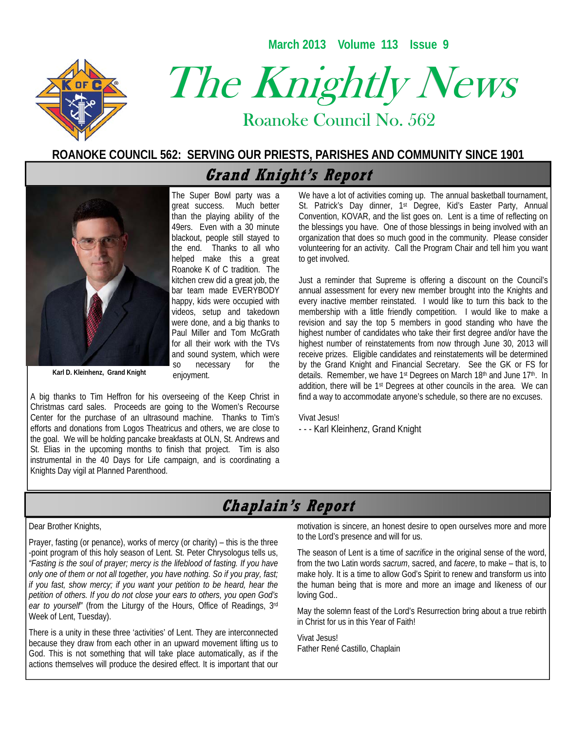March 2013 Volume 113 Issue 9

# The Knightly News

## Roanoke Council No. 562

**ROANOKE COUNCIL 562: SERVING OUR PRIESTS, PARISHES AND COMMUNITY SINCE 1901**

## Grand Knight's Report

**Karl D. Kleinhenz, Grand Knight**

The Super Bowl party was a great success. Much better than the playing ability of the 49ers. Even with a 30 minute blackout, people still stayed to the end. Thanks to all who helped make this a great Roanoke K of C tradition. The kitchen crew did a great job, the bar team made EVERYBODY happy, kids were occupied with videos, setup and takedown were done, and a big thanks to Paul Miller and Tom McGrath for all their work with the TVs and sound system, which were so necessary for the enjoyment.

A big thanks to Tim Heffron for his overseeing of the Keep Christ in Christmas card sales. Proceeds are going to the Women's Recourse Center for the purchase of an ultrasound machine. Thanks to Tim's efforts and donations from Logos Theatricus and others, we are close to the goal. We will be holding pancake breakfasts at OLN, St. Andrews and St. Elias in the upcoming months to finish that project. Tim is also instrumental in the 40 Days for Life campaign, and is coordinating a Knights Day vigil at Planned Parenthood.

We have a lot of activities coming up. The annual basketball tournament, St. Patrick's Day dinner, 1st Degree, Kid's Easter Party, Annual Convention, KOVAR, and the list goes on. Lent is a time of reflecting on the blessings you have. One of those blessings in being involved with an organization that does so much good in the community. Please consider volunteering for an activity. Call the Program Chair and tell him you want to get involved.

Just a reminder that Supreme is offering a discount on the Council's annual assessment for every new member brought into the Knights and every inactive member reinstated. I would like to turn this back to the membership with a little friendly competition. I would like to make a revision and say the top 5 members in good standing who have the highest number of candidates who take their first degree and/or have the highest number of reinstatements from now through June 30, 2013 will receive prizes. Eligible candidates and reinstatements will be determined by the Grand Knight and Financial Secretary. See the GK or FS for details. Remember, we have 1st Degrees on March 18th and June 17th. In addition, there will be 1st Degrees at other councils in the area. We can find a way to accommodate anyone's schedule, so there are no excuses.

Vivat Jesus!

- - - Karl Kleinhenz, Grand Knight

## Chaplain's Report

Dear Brother Knights,

Prayer, fasting (or penance), works of mercy (or charity) – this is the three -point program of this holy season of Lent. St. Peter Chrysologus tells us, *"Fasting is the soul of prayer; mercy is the lifeblood of fasting. If you have only one of them or not all together, you have nothing. So if you pray, fast; if you fast, show mercy; if you want your petition to be heard, hear the petition of others. If you do not close your ears to others, you open God's ear to yourself"* (from the Liturgy of the Hours, Office of Readings, 3rd Week of Lent, Tuesday).

There is a unity in these three 'activities' of Lent. They are interconnected because they draw from each other in an upward movement lifting us to God. This is not something that will take place automatically, as if the actions themselves will produce the desired effect. It is important that our motivation is sincere, an honest desire to open ourselves more and more to the Lord's presence and will for us.

The season of Lent is a time of *sacrifice* in the original sense of the word, from the two Latin words *sacrum*, sacred, and *facere*, to make – that is, to make holy. It is a time to allow God's Spirit to renew and transform us into the human being that is more and more an image and likeness of our loving God..

May the solemn feast of the Lord's Resurrection bring about a true rebirth in Christ for us in this Year of Faith!

Vivat Jesus!

Father René Castillo, Chaplain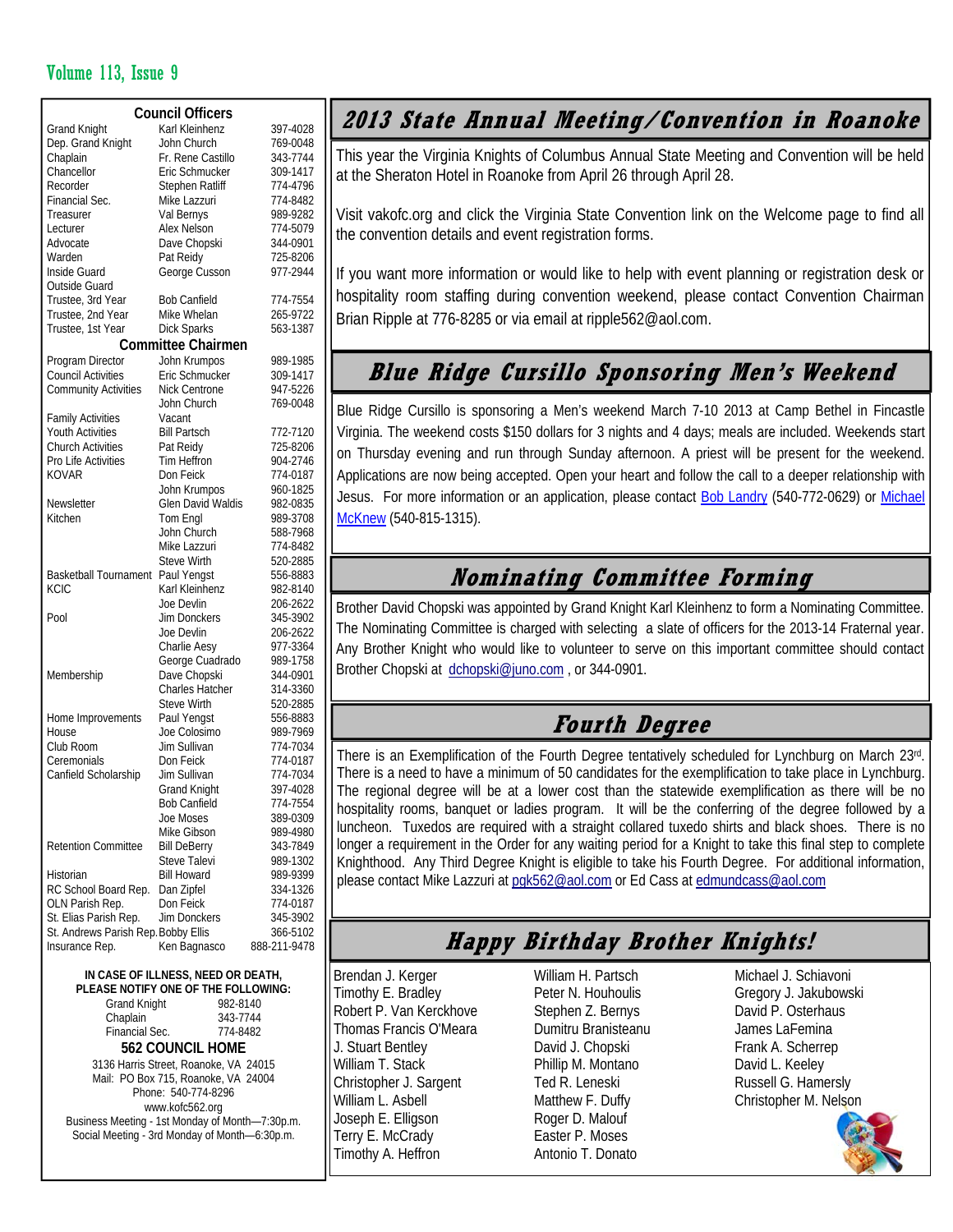## Council Officers

| Position | Name | Phone |
|---|---|---|
| Grand Knight | Karl Kleinhenz | 397-4028 |
| Dep. Grand Knight | John Church | 769-0048 |
| Chaplain | Fr. Rene Castillo | 343-7744 |
| Chancellor | Eric Schmucker | 309-1417 |
| Recorder | Stephen Ratliff | 774-4796 |
| Financial Sec. | Mike Lazzuri | 774-8482 |
| Treasurer | Val Bernys | 989-9282 |
| Lecturer | Alex Nelson | 774-5079 |
| Advocate | Dave Chopski | 344-0901 |
| Warden | Pat Reidy | 725-8206 |
| Inside Guard | George Cusson | 977-2944 |
| Outside Guard | | |
| Trustee, 3rd Year | Bob Canfield | 774-7554 |
| Trustee, 2nd Year | Mike Whelan | 265-9722 |
| Trustee, 1st Year | Dick Sparks | 563-1387 |

## Committee Chairmen

| Committee | Name | Phone |
|---|---|---|
| Program Director | John Krumpos | 989-1985 |
| Council Activities | Eric Schmucker | 309-1417 |
| Community Activities | Nick Centrone | 947-5226 |
| | John Church | 769-0048 |
| Family Activities | Vacant | |
| Youth Activities | Bill Partsch | 772-7120 |
| Church Activities | Pat Reidy | 725-8206 |
| Pro Life Activities | Tim Heffron | 904-2746 |
| KOVAR | Don Feick | 774-0187 |
| | John Krumpos | 960-1825 |
| Newsletter | Glen David Waldis | 982-0835 |
| Kitchen | Tom Engl | 989-3708 |
| | John Church | 588-7968 |
| | Mike Lazzuri | 774-8482 |
| | Steve Wirth | 520-2885 |
| Basketball Tournament | Paul Yengst | 556-8883 |
| KCIC | Karl Kleinhenz | 982-8140 |
| | Joe Devlin | 206-2622 |
| Pool | Jim Donckers | 345-3902 |
| | Joe Devlin | 206-2622 |
| | Charlie Aesy | 977-3364 |
| | George Cuadrado | 989-1758 |
| Membership | Dave Chopski | 344-0901 |
| | Charles Hatcher | 314-3360 |
| | Steve Wirth | 520-2885 |
| Home Improvements | Paul Yengst | 556-8883 |
| House | Joe Colosimo | 989-7969 |
| Club Room | Jim Sullivan | 774-7034 |
| Ceremonials | Don Feick | 774-0187 |
| Canfield Scholarship | Jim Sullivan | 774-7034 |
| | Grand Knight | 397-4028 |
| | Bob Canfield | 774-7554 |
| | Joe Moses | 389-0309 |
| | Mike Gibson | 989-4980 |
| Retention Committee | Bill DeBerry | 343-7849 |
| | Steve Talevi | 989-1302 |
| Historian | Bill Howard | 989-9399 |
| RC School Board Rep. | Dan Zipfel | 334-1326 |
| OLN Parish Rep. | Don Feick | 774-0187 |
| St. Elias Parish Rep. | Jim Donckers | 345-3902 |
| St. Andrews Parish Rep. | Bobby Ellis | 366-5102 |
| Insurance Rep. | Ken Bagnasco | 888-211-9478 |

**IN CASE OF ILLNESS, NEED OR DEATH, PLEASE NOTIFY ONE OF THE FOLLOWING:**

| | |
|---|---|
| Grand Knight | 982-8140 |
| Chaplain | 343-7744 |
| Financial Sec. | 774-8482 |

**562 COUNCIL HOME**

3136 Harris Street, Roanoke, VA 24015
Mail: PO Box 715, Roanoke, VA 24004
Phone: 540-774-8296
www.kofc562.org
Business Meeting - 1st Monday of Month—7:30p.m.
Social Meeting - 3rd Monday of Month—6:30p.m.

## 2013 State Annual Meeting/Convention in Roanoke

This year the Virginia Knights of Columbus Annual State Meeting and Convention will be held at the Sheraton Hotel in Roanoke from April 26 through April 28.

Visit vakofc.org and click the Virginia State Convention link on the Welcome page to find all the convention details and event registration forms.

If you want more information or would like to help with event planning or registration desk or hospitality room staffing during convention weekend, please contact Convention Chairman Brian Ripple at 776-8285 or via email at ripple562@aol.com.

## Blue Ridge Cursillo Sponsoring Men's Weekend

Blue Ridge Cursillo is sponsoring a Men's weekend March 7-10 2013 at Camp Bethel in Fincastle Virginia. The weekend costs $150 dollars for 3 nights and 4 days; meals are included. Weekends start on Thursday evening and run through Sunday afternoon. A priest will be present for the weekend. Applications are now being accepted. Open your heart and follow the call to a deeper relationship with Jesus. For more information or an application, please contact Bob Landry (540-772-0629) or Michael McKnew (540-815-1315).

## Nominating Committee Forming

Brother David Chopski was appointed by Grand Knight Karl Kleinhenz to form a Nominating Committee. The Nominating Committee is charged with selecting a slate of officers for the 2013-14 Fraternal year. Any Brother Knight who would like to volunteer to serve on this important committee should contact Brother Chopski at dchopski@juno.com , or 344-0901.

## Fourth Degree

There is an Exemplification of the Fourth Degree tentatively scheduled for Lynchburg on March 23rd. There is a need to have a minimum of 50 candidates for the exemplification to take place in Lynchburg. The regional degree will be at a lower cost than the statewide exemplification as there will be no hospitality rooms, banquet or ladies program. It will be the conferring of the degree followed by a luncheon. Tuxedos are required with a straight collared tuxedo shirts and black shoes. There is no longer a requirement in the Order for any waiting period for a Knight to take this final step to complete Knighthood. Any Third Degree Knight is eligible to take his Fourth Degree. For additional information, please contact Mike Lazzuri at pgk562@aol.com or Ed Cass at edmundcass@aol.com

## Happy Birthday Brother Knights!

Brendan J. Kerger
Timothy E. Bradley
Robert P. Van Kerckhove
Thomas Francis O'Meara
J. Stuart Bentley
William T. Stack
Christopher J. Sargent
William L. Asbell
Joseph E. Elligson
Terry E. McCrady
Timothy A. Heffron
William H. Partsch
Peter N. Houhoulis
Stephen Z. Bernys
Dumitru Branisteanu
David J. Chopski
Phillip M. Montano
Ted R. Leneski
Matthew F. Duffy
Roger D. Malouf
Easter P. Moses
Antonio T. Donato
Michael J. Schiavoni
Gregory J. Jakubowski
David P. Osterhaus
James LaFemina
Frank A. Scherrep
David L. Keeley
Russell G. Hamersly
Christopher M. Nelson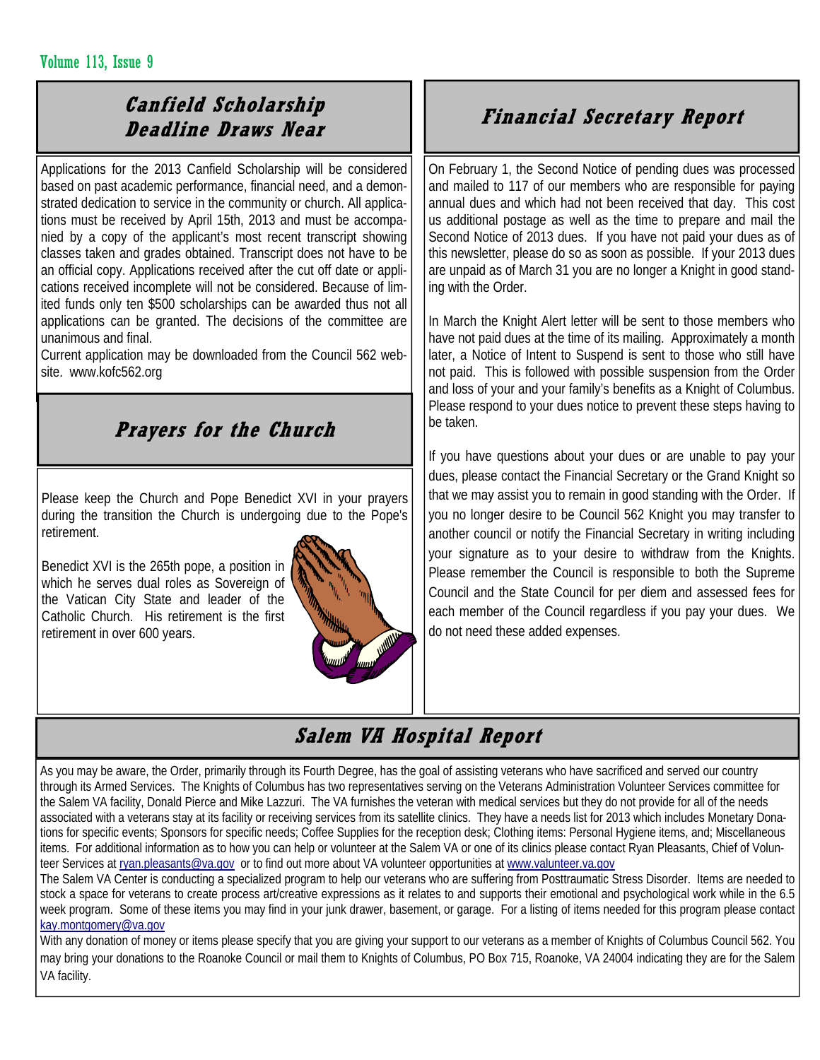## Canfield Scholarship Deadline Draws Near

Applications for the 2013 Canfield Scholarship will be considered based on past academic performance, financial need, and a demonstrated dedication to service in the community or church. All applications must be received by April 15th, 2013 and must be accompanied by a copy of the applicant's most recent transcript showing classes taken and grades obtained. Transcript does not have to be an official copy. Applications received after the cut off date or applications received incomplete will not be considered. Because of limited funds only ten $500 scholarships can be awarded thus not all applications can be granted. The decisions of the committee are unanimous and final.

Current application may be downloaded from the Council 562 website. www.kofc562.org

## Prayers for the Church

Please keep the Church and Pope Benedict XVI in your prayers during the transition the Church is undergoing due to the Pope's retirement.

Benedict XVI is the 265th pope, a position in which he serves dual roles as Sovereign of the Vatican City State and leader of the Catholic Church. His retirement is the first retirement in over 600 years.

## Financial Secretary Report

On February 1, the Second Notice of pending dues was processed and mailed to 117 of our members who are responsible for paying annual dues and which had not been received that day. This cost us additional postage as well as the time to prepare and mail the Second Notice of 2013 dues. If you have not paid your dues as of this newsletter, please do so as soon as possible. If your 2013 dues are unpaid as of March 31 you are no longer a Knight in good standing with the Order.

In March the Knight Alert letter will be sent to those members who have not paid dues at the time of its mailing. Approximately a month later, a Notice of Intent to Suspend is sent to those who still have not paid. This is followed with possible suspension from the Order and loss of your and your family's benefits as a Knight of Columbus. Please respond to your dues notice to prevent these steps having to be taken.

If you have questions about your dues or are unable to pay your dues, please contact the Financial Secretary or the Grand Knight so that we may assist you to remain in good standing with the Order. If you no longer desire to be Council 562 Knight you may transfer to another council or notify the Financial Secretary in writing including your signature as to your desire to withdraw from the Knights. Please remember the Council is responsible to both the Supreme Council and the State Council for per diem and assessed fees for each member of the Council regardless if you pay your dues. We do not need these added expenses.

## Salem VA Hospital Report

As you may be aware, the Order, primarily through its Fourth Degree, has the goal of assisting veterans who have sacrificed and served our country through its Armed Services. The Knights of Columbus has two representatives serving on the Veterans Administration Volunteer Services committee for the Salem VA facility, Donald Pierce and Mike Lazzuri. The VA furnishes the veteran with medical services but they do not provide for all of the needs associated with a veterans stay at its facility or receiving services from its satellite clinics. They have a needs list for 2013 which includes Monetary Donations for specific events; Sponsors for specific needs; Coffee Supplies for the reception desk; Clothing items: Personal Hygiene items, and; Miscellaneous items. For additional information as to how you can help or volunteer at the Salem VA or one of its clinics please contact Ryan Pleasants, Chief of Volunteer Services at ryan.pleasants@va.gov or to find out more about VA volunteer opportunities at www.valunteer.va.gov

The Salem VA Center is conducting a specialized program to help our veterans who are suffering from Posttraumatic Stress Disorder. Items are needed to stock a space for veterans to create process art/creative expressions as it relates to and supports their emotional and psychological work while in the 6.5 week program. Some of these items you may find in your junk drawer, basement, or garage. For a listing of items needed for this program please contact kay.montgomery@va.gov

With any donation of money or items please specify that you are giving your support to our veterans as a member of Knights of Columbus Council 562. You may bring your donations to the Roanoke Council or mail them to Knights of Columbus, PO Box 715, Roanoke, VA 24004 indicating they are for the Salem VA facility.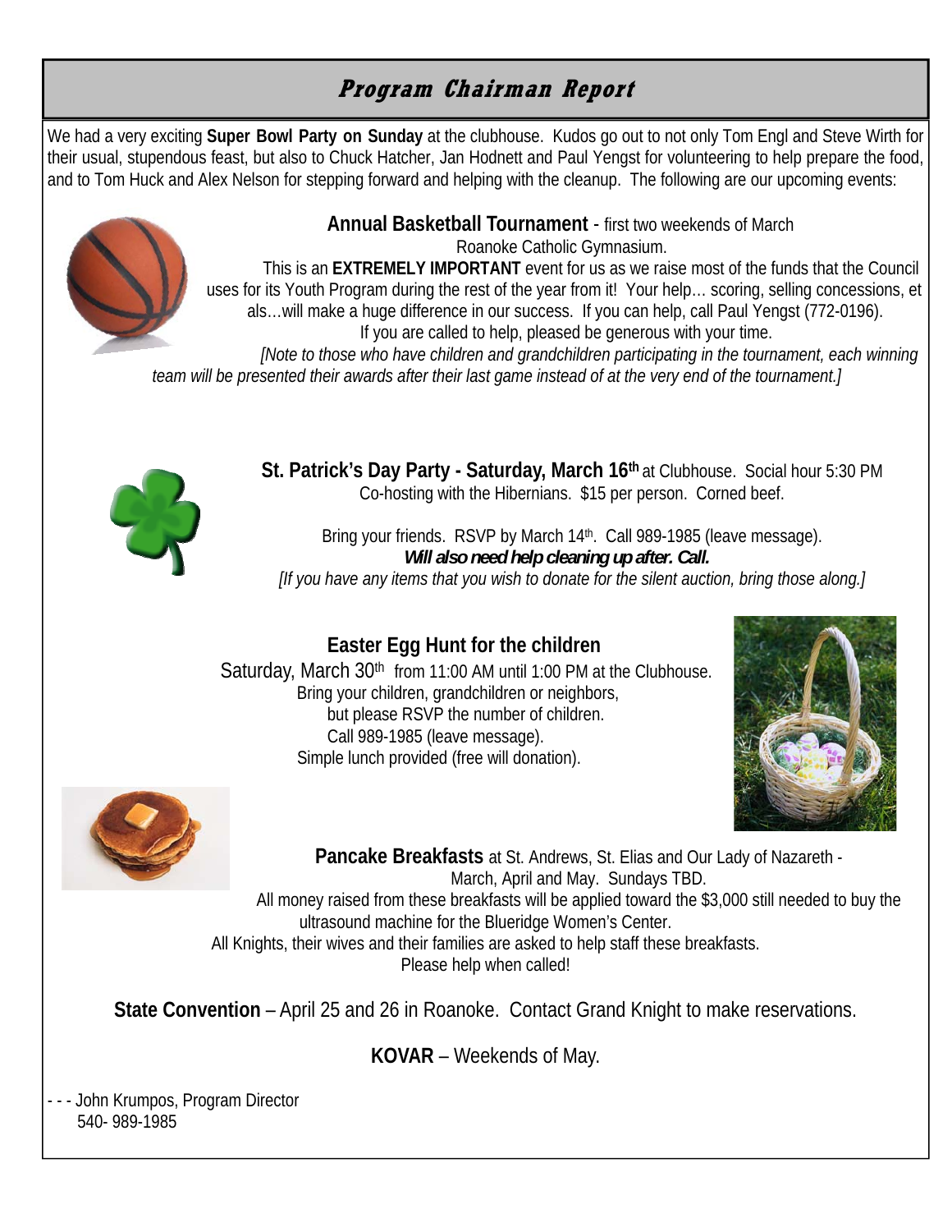# *Program Chairman Report*

We had a very exciting **Super Bowl Party on Sunday** at the clubhouse. Kudos go out to not only Tom Engl and Steve Wirth for their usual, stupendous feast, but also to Chuck Hatcher, Jan Hodnett and Paul Yengst for volunteering to help prepare the food, and to Tom Huck and Alex Nelson for stepping forward and helping with the cleanup. The following are our upcoming events:

**Annual Basketball Tournament** - first two weekends of March
Roanoke Catholic Gymnasium.

This is an **EXTREMELY IMPORTANT** event for us as we raise most of the funds that the Council uses for its Youth Program during the rest of the year from it! Your help… scoring, selling concessions, et als…will make a huge difference in our success. If you can help, call Paul Yengst (772-0196). If you are called to help, pleased be generous with your time.

*[Note to those who have children and grandchildren participating in the tournament, each winning team will be presented their awards after their last game instead of at the very end of the tournament.]*

**St. Patrick's Day Party - Saturday, March 16th** at Clubhouse. Social hour 5:30 PM
Co-hosting with the Hibernians. $15 per person. Corned beef.

Bring your friends. RSVP by March 14th. Call 989-1985 (leave message).
***Will also need help cleaning up after. Call.***
*[If you have any items that you wish to donate for the silent auction, bring those along.]*

**Easter Egg Hunt for the children**
Saturday, March 30th from 11:00 AM until 1:00 PM at the Clubhouse.
Bring your children, grandchildren or neighbors,
but please RSVP the number of children.
Call 989-1985 (leave message).
Simple lunch provided (free will donation).

**Pancake Breakfasts** at St. Andrews, St. Elias and Our Lady of Nazareth -
March, April and May. Sundays TBD.
All money raised from these breakfasts will be applied toward the $3,000 still needed to buy the ultrasound machine for the Blueridge Women's Center.
All Knights, their wives and their families are asked to help staff these breakfasts.
Please help when called!

**State Convention** – April 25 and 26 in Roanoke. Contact Grand Knight to make reservations.

**KOVAR** – Weekends of May.

- - - John Krumpos, Program Director
540- 989-1985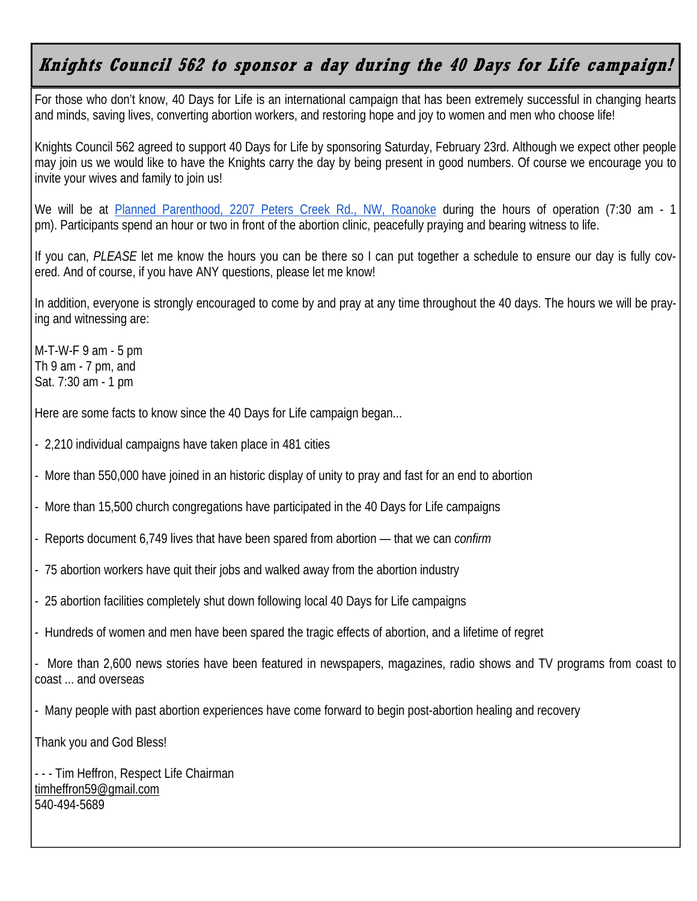# *Knights Council 562 to sponsor a day during the 40 Days for Life campaign!*

For those who don't know, 40 Days for Life is an international campaign that has been extremely successful in changing hearts and minds, saving lives, converting abortion workers, and restoring hope and joy to women and men who choose life!

Knights Council 562 agreed to support 40 Days for Life by sponsoring Saturday, February 23rd. Although we expect other people may join us we would like to have the Knights carry the day by being present in good numbers. Of course we encourage you to invite your wives and family to join us!

We will be at [Planned Parenthood, 2207 Peters Creek Rd., NW, Roanoke]() during the hours of operation (7:30 am - 1 pm). Participants spend an hour or two in front of the abortion clinic, peacefully praying and bearing witness to life.

If you can, *PLEASE* let me know the hours you can be there so I can put together a schedule to ensure our day is fully covered. And of course, if you have ANY questions, please let me know!

In addition, everyone is strongly encouraged to come by and pray at any time throughout the 40 days. The hours we will be praying and witnessing are:

M-T-W-F 9 am - 5 pm
Th 9 am - 7 pm, and
Sat. 7:30 am - 1 pm

Here are some facts to know since the 40 Days for Life campaign began...

- 2,210 individual campaigns have taken place in 481 cities
- More than 550,000 have joined in an historic display of unity to pray and fast for an end to abortion
- More than 15,500 church congregations have participated in the 40 Days for Life campaigns
- Reports document 6,749 lives that have been spared from abortion — that we can *confirm*
- 75 abortion workers have quit their jobs and walked away from the abortion industry
- 25 abortion facilities completely shut down following local 40 Days for Life campaigns
- Hundreds of women and men have been spared the tragic effects of abortion, and a lifetime of regret
- More than 2,600 news stories have been featured in newspapers, magazines, radio shows and TV programs from coast to coast ... and overseas
- Many people with past abortion experiences have come forward to begin post-abortion healing and recovery

Thank you and God Bless!

- - - Tim Heffron, Respect Life Chairman
timheffron59@gmail.com
540-494-5689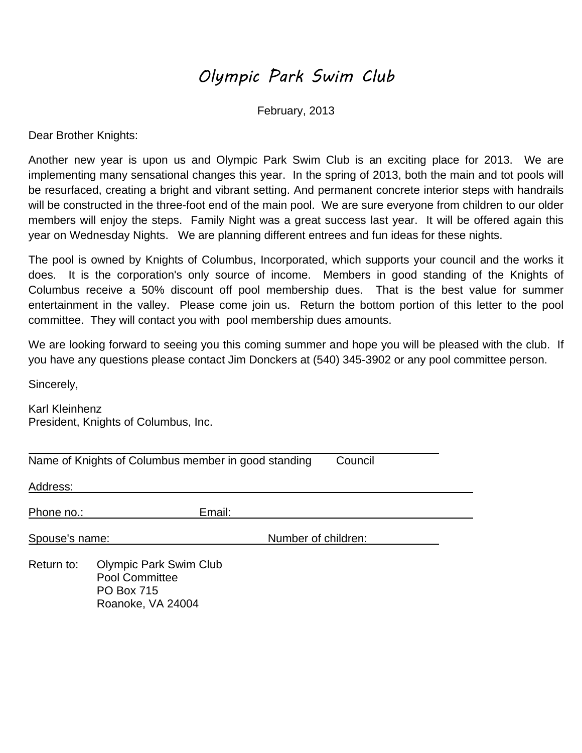# Olympic Park Swim Club

February, 2013

Dear Brother Knights:

Another new year is upon us and Olympic Park Swim Club is an exciting place for 2013. We are implementing many sensational changes this year. In the spring of 2013, both the main and tot pools will be resurfaced, creating a bright and vibrant setting. And permanent concrete interior steps with handrails will be constructed in the three-foot end of the main pool. We are sure everyone from children to our older members will enjoy the steps. Family Night was a great success last year. It will be offered again this year on Wednesday Nights. We are planning different entrees and fun ideas for these nights.

The pool is owned by Knights of Columbus, Incorporated, which supports your council and the works it does. It is the corporation's only source of income. Members in good standing of the Knights of Columbus receive a 50% discount off pool membership dues. That is the best value for summer entertainment in the valley. Please come join us. Return the bottom portion of this letter to the pool committee. They will contact you with pool membership dues amounts.

We are looking forward to seeing you this coming summer and hope you will be pleased with the club. If you have any questions please contact Jim Donckers at (540) 345-3902 or any pool committee person.

Sincerely,

Karl Kleinhenz
President, Knights of Columbus, Inc.

---

Name of Knights of Columbus member in good standing        Council

Address: ____________________________________________

Phone no.: ________________ Email: ____________________________

Spouse's name: ______________________ Number of children: __________

Return to: Olympic Park Swim Club
Pool Committee
PO Box 715
Roanoke, VA 24004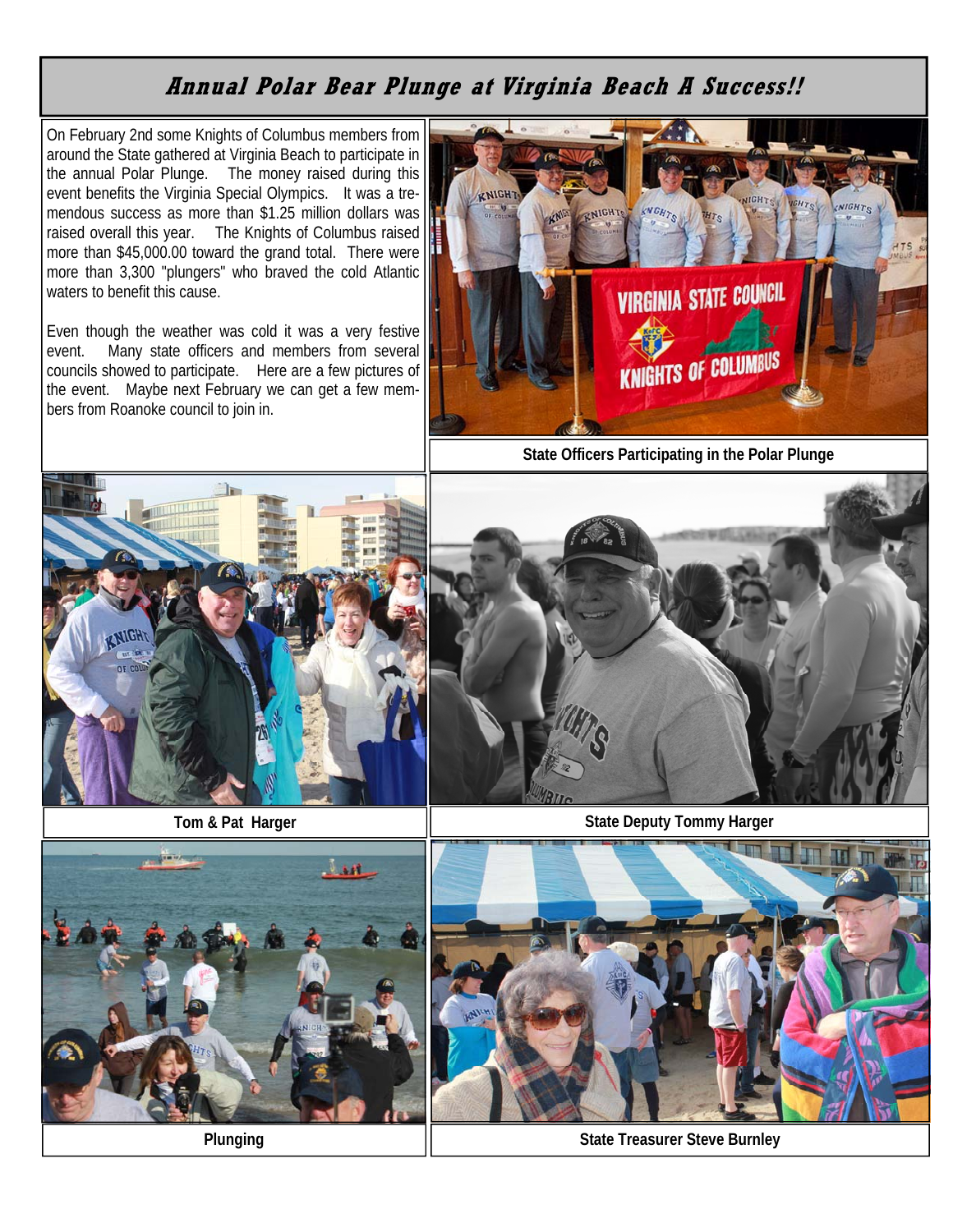# Annual Polar Bear Plunge at Virginia Beach A Success!!

On February 2nd some Knights of Columbus members from around the State gathered at Virginia Beach to participate in the annual Polar Plunge. The money raised during this event benefits the Virginia Special Olympics. It was a tremendous success as more than $1.25 million dollars was raised overall this year. The Knights of Columbus raised more than $45,000.00 toward the grand total. There were more than 3,300 "plungers" who braved the cold Atlantic waters to benefit this cause.

Even though the weather was cold it was a very festive event. Many state officers and members from several councils showed to participate. Here are a few pictures of the event. Maybe next February we can get a few members from Roanoke council to join in.

State Officers Participating in the Polar Plunge

Tom & Pat Harger

State Deputy Tommy Harger

Plunging

State Treasurer Steve Burnley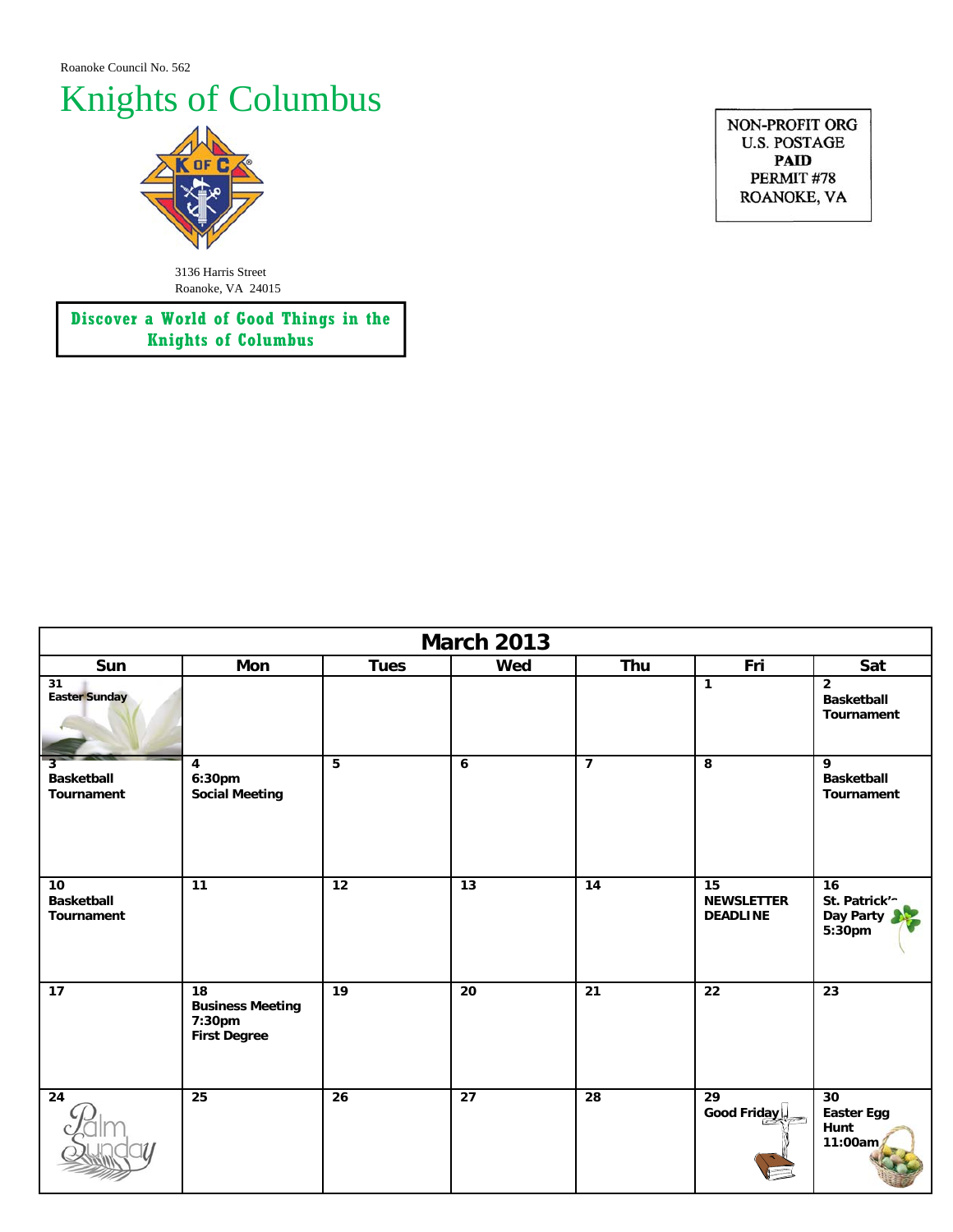Roanoke Council No. 562

# Knights of Columbus

3136 Harris Street
Roanoke, VA 24015

**Discover a World of Good Things in the Knights of Columbus**

NON-PROFIT ORG
U.S. POSTAGE
PAID
PERMIT #78
ROANOKE, VA

| March 2013 | | | | | | |
|---|---|---|---|---|---|---|
| **Sun** | **Mon** | **Tues** | **Wed** | **Thu** | **Fri** | **Sat** |
| 31 Easter Sunday | | | | | 1 | 2 Basketball Tournament |
| 3 Basketball Tournament | 4 6:30pm Social Meeting | 5 | 6 | 7 | 8 | 9 Basketball Tournament |
| 10 Basketball Tournament | 11 | 12 | 13 | 14 | 15 NEWSLETTER DEADLINE | 16 St. Patrick's Day Party 5:30pm |
| 17 | 18 Business Meeting 7:30pm First Degree | 19 | 20 | 21 | 22 | 23 |
| 24 Palm Sunday | 25 | 26 | 27 | 28 | 29 Good Friday | 30 Easter Egg Hunt 11:00am |